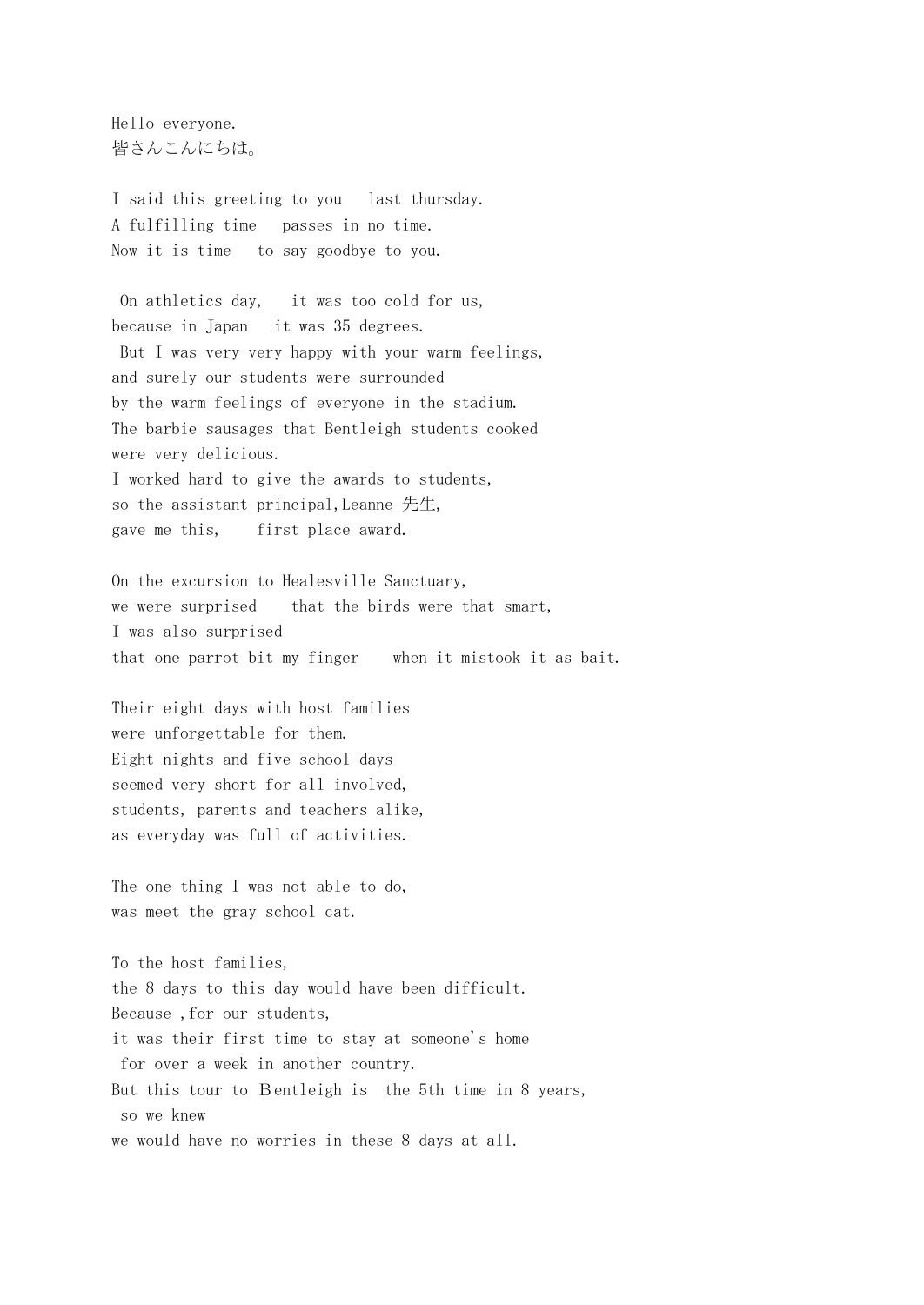Hello everyone.
皆さんこんにちは。

I said this greeting to you last thursday.
A fulfilling time passes in no time.
Now it is time to say goodbye to you.

On athletics day, it was too cold for us,
because in Japan it was 35 degrees.
But I was very very happy with your warm feelings,
and surely our students were surrounded
by the warm feelings of everyone in the stadium.
The barbie sausages that Bentleigh students cooked
were very delicious.
I worked hard to give the awards to students,
so the assistant principal,Leanne 先生,
gave me this, first place award.

On the excursion to Healesville Sanctuary,
we were surprised that the birds were that smart,
I was also surprised
that one parrot bit my finger when it mistook it as bait.

Their eight days with host families
were unforgettable for them.
Eight nights and five school days
seemed very short for all involved,
students, parents and teachers alike,
as everyday was full of activities.

The one thing I was not able to do,
was meet the gray school cat.

To the host families,
the 8 days to this day would have been difficult.
Because ,for our students,
it was their first time to stay at someone's home
for over a week in another country.
But this tour to Ｂentleigh is the 5th time in 8 years,
so we knew
we would have no worries in these 8 days at all.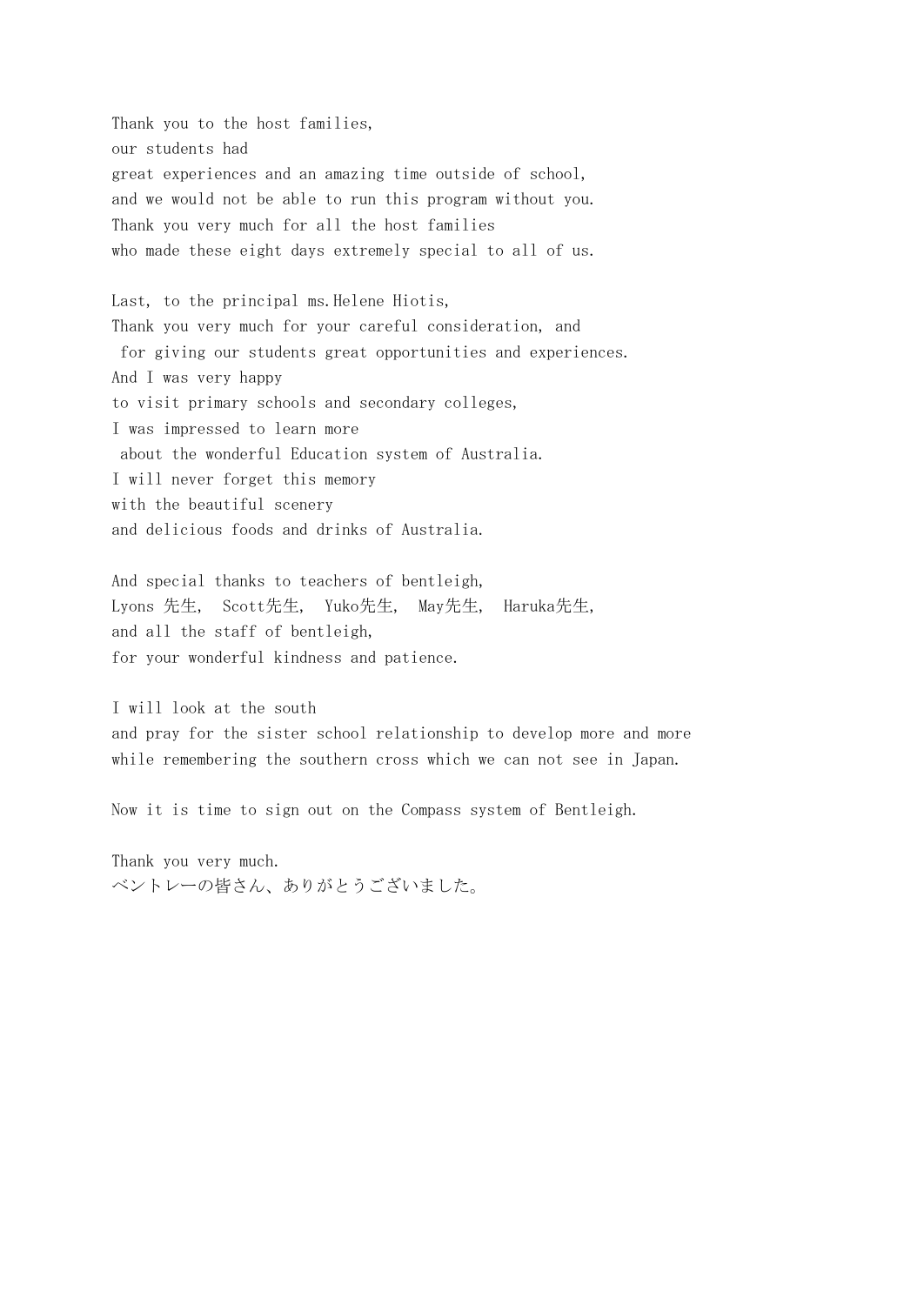Thank you to the host families,
our students had
great experiences and an amazing time outside of school,
and we would not be able to run this program without you.
Thank you very much for all the host families
who made these eight days extremely special to all of us.

Last, to the principal ms.Helene Hiotis,
Thank you very much for your careful consideration, and
for giving our students great opportunities and experiences.
And I was very happy
to visit primary schools and secondary colleges,
I was impressed to learn more
about the wonderful Education system of Australia.
I will never forget this memory
with the beautiful scenery
and delicious foods and drinks of Australia.

And special thanks to teachers of bentleigh,
Lyons 先生, Scott先生, Yuko先生, May先生, Haruka先生,
and all the staff of bentleigh,
for your wonderful kindness and patience.

I will look at the south
and pray for the sister school relationship to develop more and more
while remembering the southern cross which we can not see in Japan.

Now it is time to sign out on the Compass system of Bentleigh.

Thank you very much.
ベントレーの皆さん、ありがとうございました。